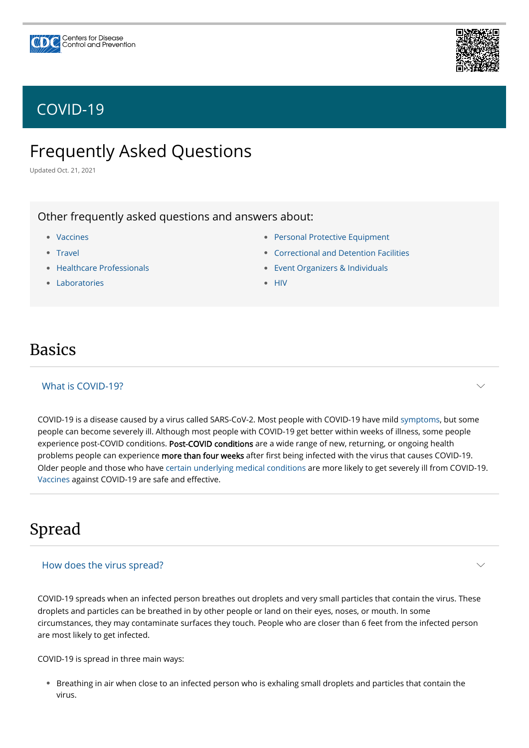Centers for Disease Control and Prevention

# COVID-19

# Frequently Asked Questions

Updated Oct. 21, 2021

## Other frequently asked questions and answers about:

- Vaccines
- Travel
- Healthcare Professionals
- Laboratories
- Personal Protective Equipment
- Correctional and Detention Facilities
- Event Organizers & Individuals
- HIV

## Basics

### What is COVID-19?

COVID-19 is a disease caused by a virus called SARS-CoV-2. Most people with COVID-19 have mild symptoms, but some people can become severely ill. Although most people with COVID-19 get better within weeks of illness, some people experience post-COVID conditions. **Post-COVID conditions** are a wide range of new, returning, or ongoing health problems people can experience **more than four weeks** after first being infected with the virus that causes COVID-19. Older people and those who have certain underlying medical conditions are more likely to get severely ill from COVID-19. Vaccines against COVID-19 are safe and effective.

## Spread

### How does the virus spread?

COVID-19 spreads when an infected person breathes out droplets and very small particles that contain the virus. These droplets and particles can be breathed in by other people or land on their eyes, noses, or mouth. In some circumstances, they may contaminate surfaces they touch. People who are closer than 6 feet from the infected person are most likely to get infected.

COVID-19 is spread in three main ways:

- Breathing in air when close to an infected person who is exhaling small droplets and particles that contain the virus.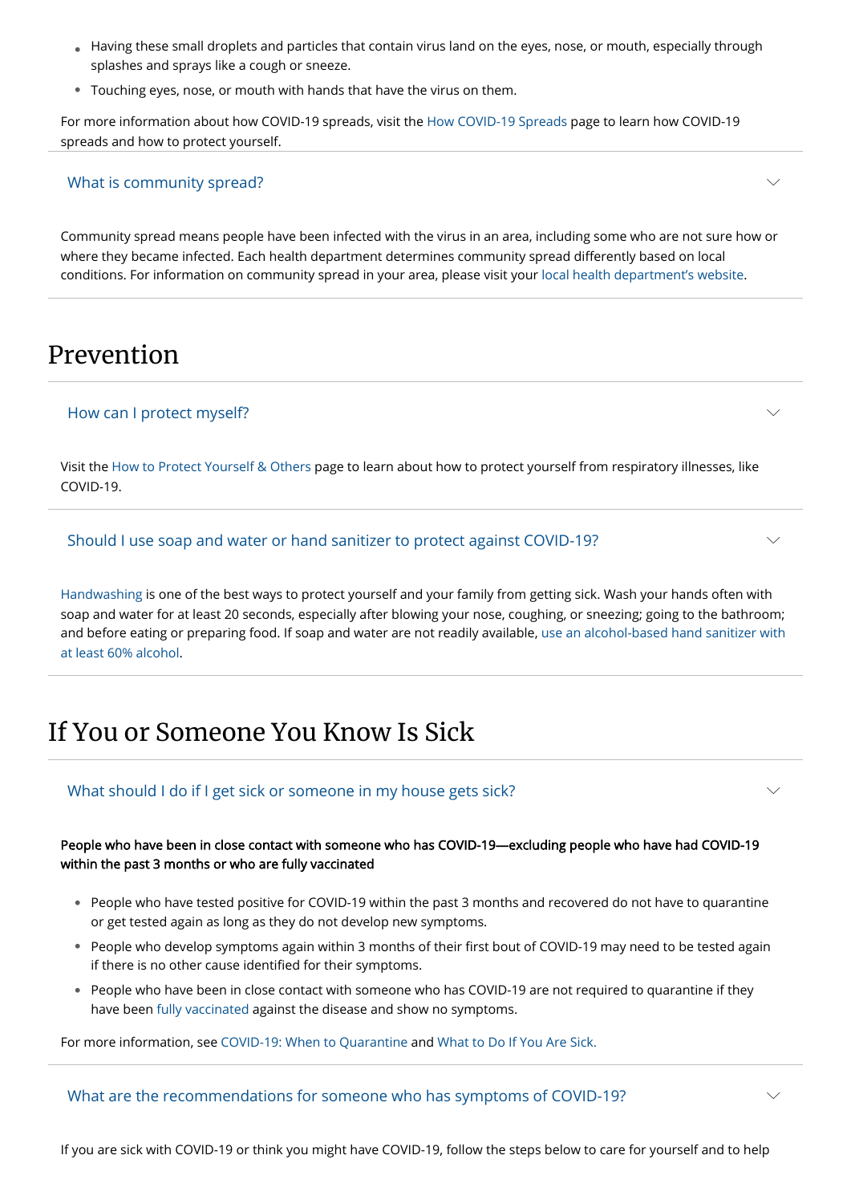- Having these small droplets and particles that contain virus land on the eyes, nose, or mouth, especially through splashes and sprays like a cough or sneeze.
- Touching eyes, nose, or mouth with hands that have the virus on them.

For more information about how COVID-19 spreads, visit the How COVID-19 Spreads page to learn how COVID-19 spreads and how to protect yourself.

### What is community spread?

Community spread means people have been infected with the virus in an area, including some who are not sure how or where they became infected. Each health department determines community spread differently based on local conditions. For information on community spread in your area, please visit your local health department's website.

## Prevention

### How can I protect myself?

Visit the How to Protect Yourself & Others page to learn about how to protect yourself from respiratory illnesses, like COVID-19.

### Should I use soap and water or hand sanitizer to protect against COVID-19?

Handwashing is one of the best ways to protect yourself and your family from getting sick. Wash your hands often with soap and water for at least 20 seconds, especially after blowing your nose, coughing, or sneezing; going to the bathroom; and before eating or preparing food. If soap and water are not readily available, use an alcohol-based hand sanitizer with at least 60% alcohol.

## If You or Someone You Know Is Sick

### What should I do if I get sick or someone in my house gets sick?

**People who have been in close contact with someone who has COVID-19—excluding people who have had COVID-19 within the past 3 months or who are fully vaccinated**

- People who have tested positive for COVID-19 within the past 3 months and recovered do not have to quarantine or get tested again as long as they do not develop new symptoms.
- People who develop symptoms again within 3 months of their first bout of COVID-19 may need to be tested again if there is no other cause identified for their symptoms.
- People who have been in close contact with someone who has COVID-19 are not required to quarantine if they have been fully vaccinated against the disease and show no symptoms.

For more information, see COVID-19: When to Quarantine and What to Do If You Are Sick.

### What are the recommendations for someone who has symptoms of COVID-19?

If you are sick with COVID-19 or think you might have COVID-19, follow the steps below to care for yourself and to help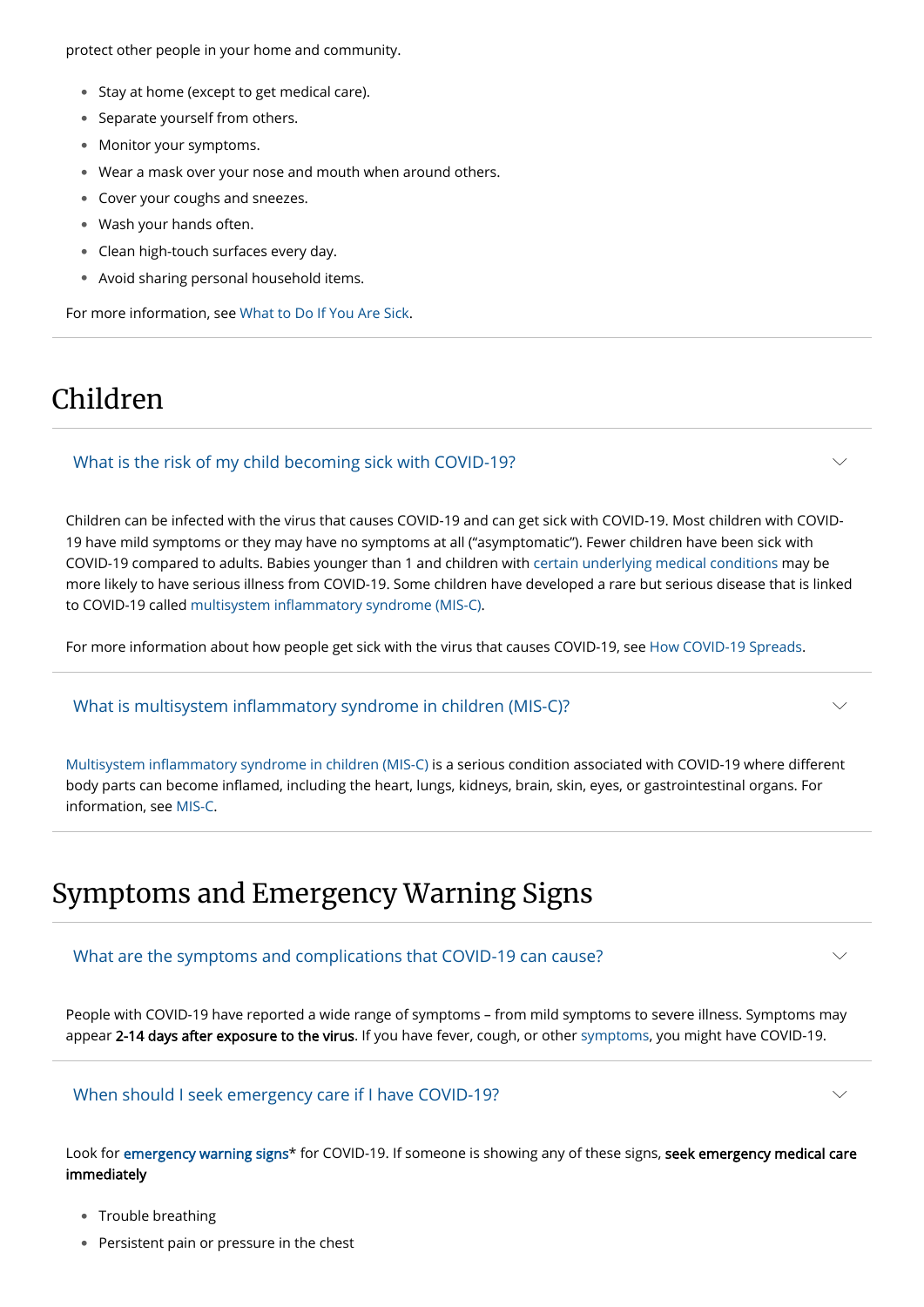protect other people in your home and community.

- Stay at home (except to get medical care).
- Separate yourself from others.
- Monitor your symptoms.
- Wear a mask over your nose and mouth when around others.
- Cover your coughs and sneezes.
- Wash your hands often.
- Clean high-touch surfaces every day.
- Avoid sharing personal household items.

For more information, see What to Do If You Are Sick.

## Children

### What is the risk of my child becoming sick with COVID-19?

Children can be infected with the virus that causes COVID-19 and can get sick with COVID-19. Most children with COVID-19 have mild symptoms or they may have no symptoms at all ("asymptomatic"). Fewer children have been sick with COVID-19 compared to adults. Babies younger than 1 and children with certain underlying medical conditions may be more likely to have serious illness from COVID-19. Some children have developed a rare but serious disease that is linked to COVID-19 called multisystem inflammatory syndrome (MIS-C).

For more information about how people get sick with the virus that causes COVID-19, see How COVID-19 Spreads.

### What is multisystem inflammatory syndrome in children (MIS-C)?

Multisystem inflammatory syndrome in children (MIS-C) is a serious condition associated with COVID-19 where different body parts can become inflamed, including the heart, lungs, kidneys, brain, skin, eyes, or gastrointestinal organs. For information, see MIS-C.

## Symptoms and Emergency Warning Signs

### What are the symptoms and complications that COVID-19 can cause?

People with COVID-19 have reported a wide range of symptoms – from mild symptoms to severe illness. Symptoms may appear **2-14 days after exposure to the virus**. If you have fever, cough, or other symptoms, you might have COVID-19.

### When should I seek emergency care if I have COVID-19?

Look for **emergency warning signs*** for COVID-19. If someone is showing any of these signs, **seek emergency medical care immediately**

- Trouble breathing
- Persistent pain or pressure in the chest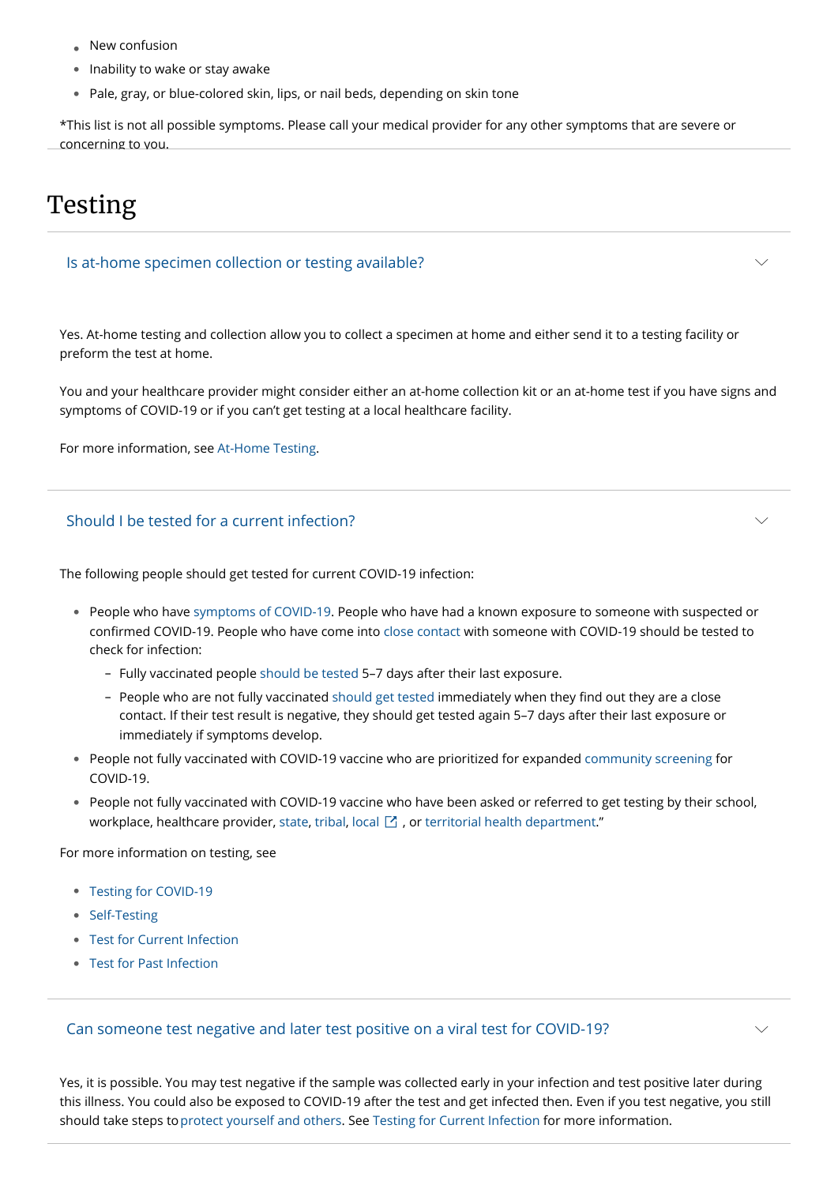- New confusion
- Inability to wake or stay awake
- Pale, gray, or blue-colored skin, lips, or nail beds, depending on skin tone

*This list is not all possible symptoms. Please call your medical provider for any other symptoms that are severe or concerning to you.

# Testing

### Is at-home specimen collection or testing available?

Yes. At-home testing and collection allow you to collect a specimen at home and either send it to a testing facility or preform the test at home.

You and your healthcare provider might consider either an at-home collection kit or an at-home test if you have signs and symptoms of COVID-19 or if you can't get testing at a local healthcare facility.

For more information, see At-Home Testing.

### Should I be tested for a current infection?

The following people should get tested for current COVID-19 infection:

- People who have symptoms of COVID-19. People who have had a known exposure to someone with suspected or confirmed COVID-19. People who have come into close contact with someone with COVID-19 should be tested to check for infection:
  - Fully vaccinated people should be tested 5–7 days after their last exposure.
  - People who are not fully vaccinated should get tested immediately when they find out they are a close contact. If their test result is negative, they should get tested again 5–7 days after their last exposure or immediately if symptoms develop.
- People not fully vaccinated with COVID-19 vaccine who are prioritized for expanded community screening for COVID-19.
- People not fully vaccinated with COVID-19 vaccine who have been asked or referred to get testing by their school, workplace, healthcare provider, state, tribal, local, or territorial health department."

For more information on testing, see

- Testing for COVID-19
- Self-Testing
- Test for Current Infection
- Test for Past Infection

### Can someone test negative and later test positive on a viral test for COVID-19?

Yes, it is possible. You may test negative if the sample was collected early in your infection and test positive later during this illness. You could also be exposed to COVID-19 after the test and get infected then. Even if you test negative, you still should take steps to protect yourself and others. See Testing for Current Infection for more information.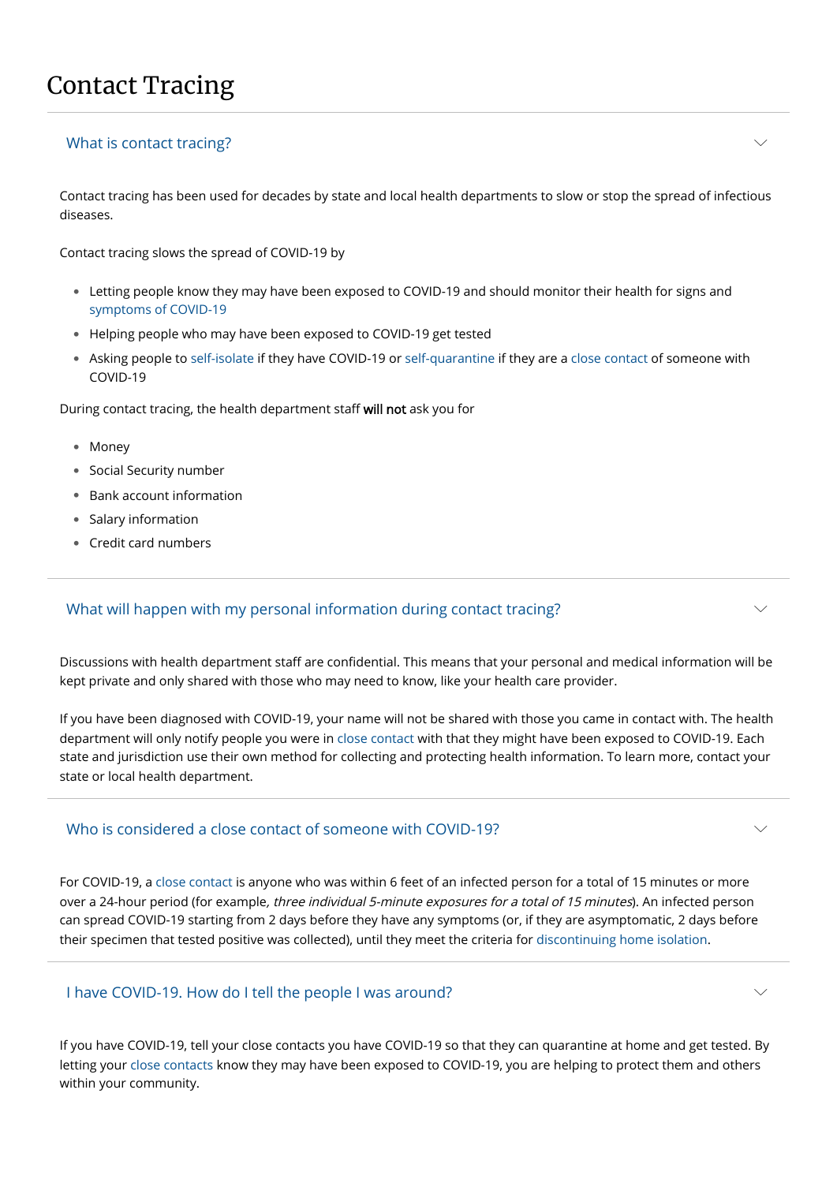# Contact Tracing

## What is contact tracing?

Contact tracing has been used for decades by state and local health departments to slow or stop the spread of infectious diseases.

Contact tracing slows the spread of COVID-19 by

- Letting people know they may have been exposed to COVID-19 and should monitor their health for signs and symptoms of COVID-19
- Helping people who may have been exposed to COVID-19 get tested
- Asking people to self-isolate if they have COVID-19 or self-quarantine if they are a close contact of someone with COVID-19

During contact tracing, the health department staff **will not** ask you for

- Money
- Social Security number
- Bank account information
- Salary information
- Credit card numbers

## What will happen with my personal information during contact tracing?

Discussions with health department staff are confidential. This means that your personal and medical information will be kept private and only shared with those who may need to know, like your health care provider.

If you have been diagnosed with COVID-19, your name will not be shared with those you came in contact with. The health department will only notify people you were in close contact with that they might have been exposed to COVID-19. Each state and jurisdiction use their own method for collecting and protecting health information. To learn more, contact your state or local health department.

## Who is considered a close contact of someone with COVID-19?

For COVID-19, a close contact is anyone who was within 6 feet of an infected person for a total of 15 minutes or more over a 24-hour period (for example, *three individual 5-minute exposures for a total of 15 minutes*). An infected person can spread COVID-19 starting from 2 days before they have any symptoms (or, if they are asymptomatic, 2 days before their specimen that tested positive was collected), until they meet the criteria for discontinuing home isolation.

## I have COVID-19. How do I tell the people I was around?

If you have COVID-19, tell your close contacts you have COVID-19 so that they can quarantine at home and get tested. By letting your close contacts know they may have been exposed to COVID-19, you are helping to protect them and others within your community.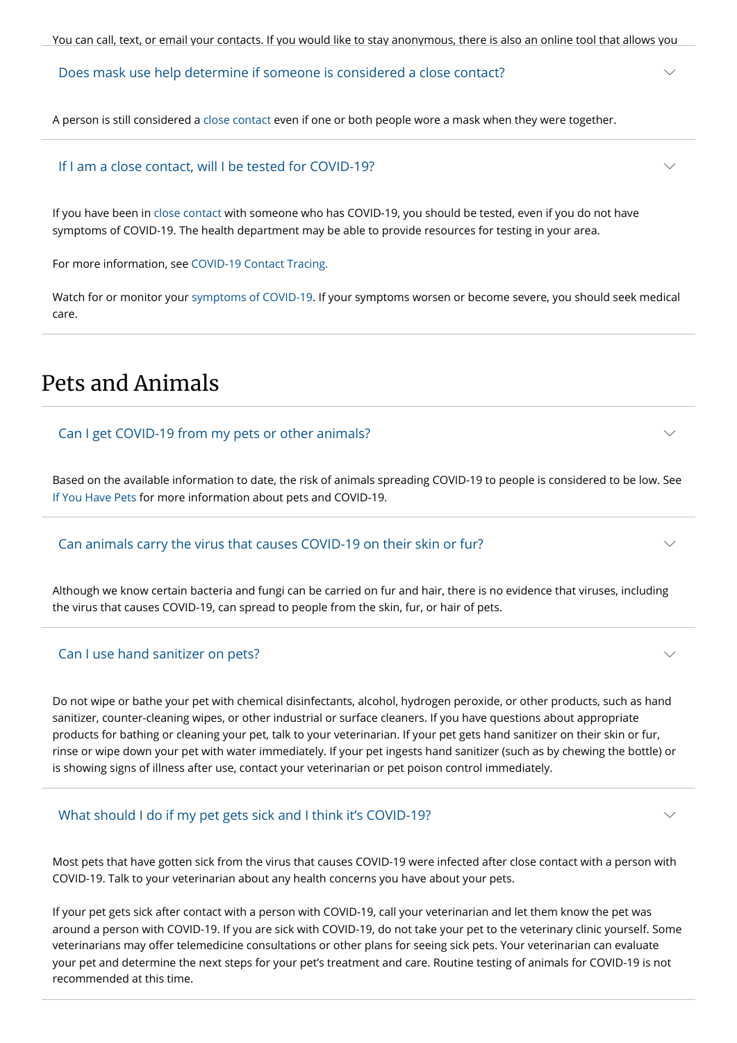You can call, text, or email your contacts. If you would like to stay anonymous, there is also an online tool that allows you

### Does mask use help determine if someone is considered a close contact?

A person is still considered a close contact even if one or both people wore a mask when they were together.

### If I am a close contact, will I be tested for COVID-19?

If you have been in close contact with someone who has COVID-19, you should be tested, even if you do not have symptoms of COVID-19. The health department may be able to provide resources for testing in your area.

For more information, see COVID-19 Contact Tracing.

Watch for or monitor your symptoms of COVID-19. If your symptoms worsen or become severe, you should seek medical care.

## Pets and Animals

### Can I get COVID-19 from my pets or other animals?

Based on the available information to date, the risk of animals spreading COVID-19 to people is considered to be low. See If You Have Pets for more information about pets and COVID-19.

### Can animals carry the virus that causes COVID-19 on their skin or fur?

Although we know certain bacteria and fungi can be carried on fur and hair, there is no evidence that viruses, including the virus that causes COVID-19, can spread to people from the skin, fur, or hair of pets.

### Can I use hand sanitizer on pets?

Do not wipe or bathe your pet with chemical disinfectants, alcohol, hydrogen peroxide, or other products, such as hand sanitizer, counter-cleaning wipes, or other industrial or surface cleaners. If you have questions about appropriate products for bathing or cleaning your pet, talk to your veterinarian. If your pet gets hand sanitizer on their skin or fur, rinse or wipe down your pet with water immediately. If your pet ingests hand sanitizer (such as by chewing the bottle) or is showing signs of illness after use, contact your veterinarian or pet poison control immediately.

### What should I do if my pet gets sick and I think it's COVID-19?

Most pets that have gotten sick from the virus that causes COVID-19 were infected after close contact with a person with COVID-19. Talk to your veterinarian about any health concerns you have about your pets.

If your pet gets sick after contact with a person with COVID-19, call your veterinarian and let them know the pet was around a person with COVID-19. If you are sick with COVID-19, do not take your pet to the veterinary clinic yourself. Some veterinarians may offer telemedicine consultations or other plans for seeing sick pets. Your veterinarian can evaluate your pet and determine the next steps for your pet's treatment and care. Routine testing of animals for COVID-19 is not recommended at this time.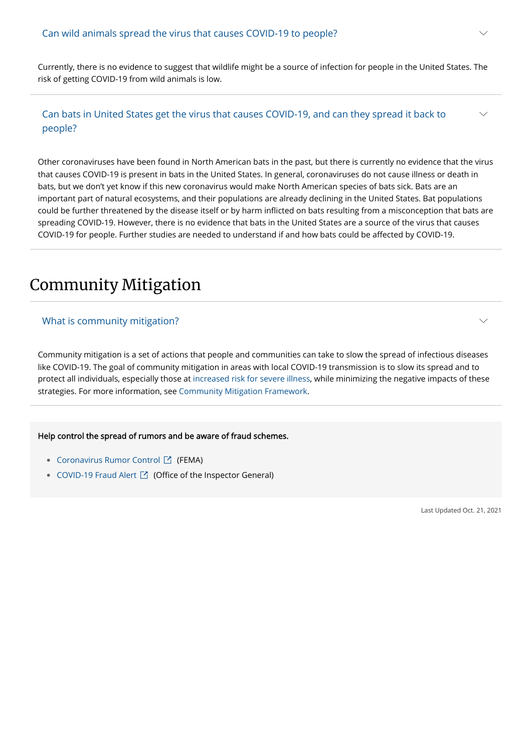### Can wild animals spread the virus that causes COVID-19 to people?

Currently, there is no evidence to suggest that wildlife might be a source of infection for people in the United States. The risk of getting COVID-19 from wild animals is low.

### Can bats in United States get the virus that causes COVID-19, and can they spread it back to people?

Other coronaviruses have been found in North American bats in the past, but there is currently no evidence that the virus that causes COVID-19 is present in bats in the United States. In general, coronaviruses do not cause illness or death in bats, but we don't yet know if this new coronavirus would make North American species of bats sick. Bats are an important part of natural ecosystems, and their populations are already declining in the United States. Bat populations could be further threatened by the disease itself or by harm inflicted on bats resulting from a misconception that bats are spreading COVID-19. However, there is no evidence that bats in the United States are a source of the virus that causes COVID-19 for people. Further studies are needed to understand if and how bats could be affected by COVID-19.

## Community Mitigation

### What is community mitigation?

Community mitigation is a set of actions that people and communities can take to slow the spread of infectious diseases like COVID-19. The goal of community mitigation in areas with local COVID-19 transmission is to slow its spread and to protect all individuals, especially those at increased risk for severe illness, while minimizing the negative impacts of these strategies. For more information, see Community Mitigation Framework.

**Help control the spread of rumors and be aware of fraud schemes.**

- Coronavirus Rumor Control (FEMA)
- COVID-19 Fraud Alert (Office of the Inspector General)

Last Updated Oct. 21, 2021